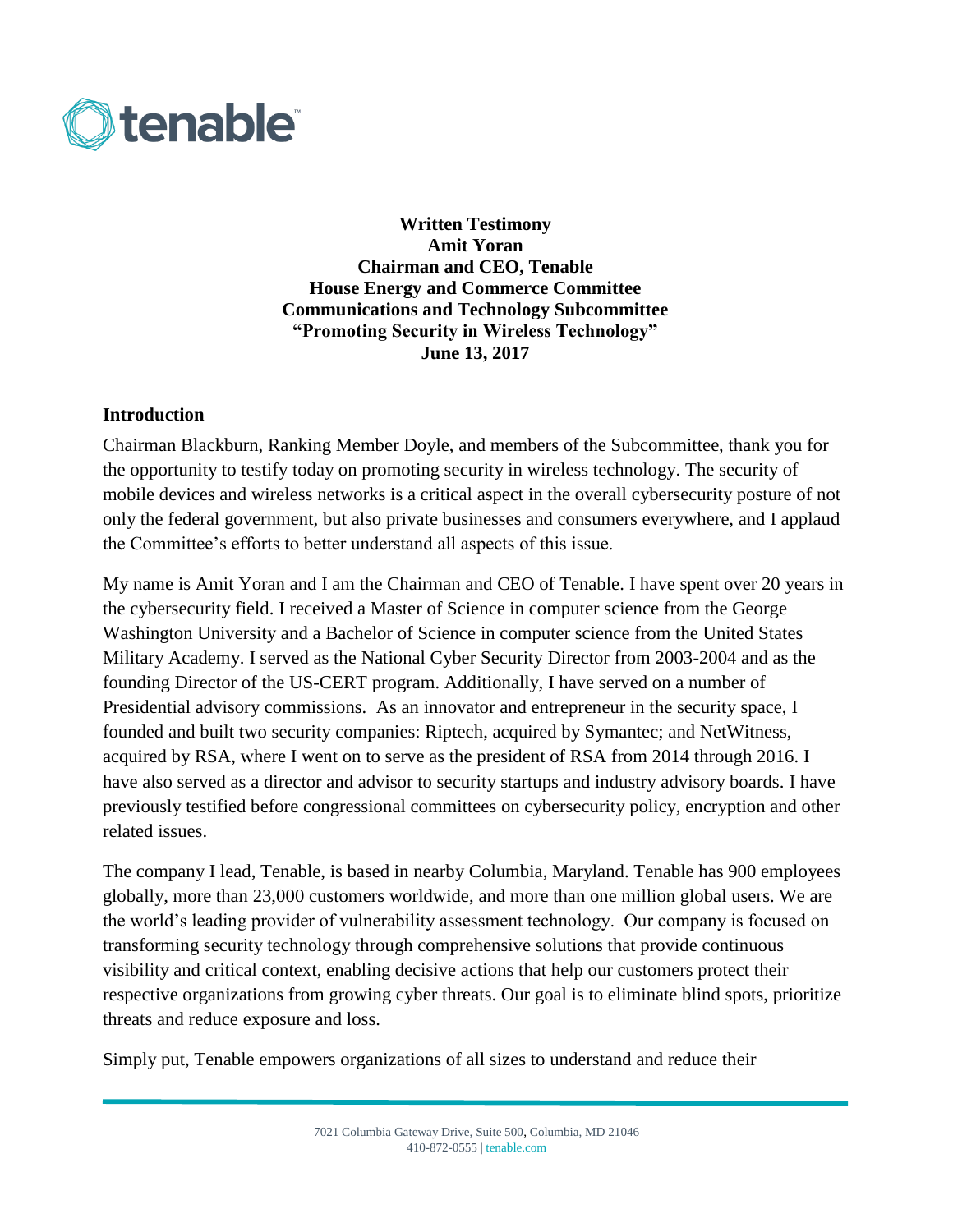**Written Testimony**
**Amit Yoran**
**Chairman and CEO, Tenable**
**House Energy and Commerce Committee**
**Communications and Technology Subcommittee**
**"Promoting Security in Wireless Technology"**
**June 13, 2017**

## Introduction

Chairman Blackburn, Ranking Member Doyle, and members of the Subcommittee, thank you for the opportunity to testify today on promoting security in wireless technology. The security of mobile devices and wireless networks is a critical aspect in the overall cybersecurity posture of not only the federal government, but also private businesses and consumers everywhere, and I applaud the Committee's efforts to better understand all aspects of this issue.

My name is Amit Yoran and I am the Chairman and CEO of Tenable. I have spent over 20 years in the cybersecurity field. I received a Master of Science in computer science from the George Washington University and a Bachelor of Science in computer science from the United States Military Academy. I served as the National Cyber Security Director from 2003-2004 and as the founding Director of the US-CERT program. Additionally, I have served on a number of Presidential advisory commissions. As an innovator and entrepreneur in the security space, I founded and built two security companies: Riptech, acquired by Symantec; and NetWitness, acquired by RSA, where I went on to serve as the president of RSA from 2014 through 2016. I have also served as a director and advisor to security startups and industry advisory boards. I have previously testified before congressional committees on cybersecurity policy, encryption and other related issues.

The company I lead, Tenable, is based in nearby Columbia, Maryland. Tenable has 900 employees globally, more than 23,000 customers worldwide, and more than one million global users. We are the world's leading provider of vulnerability assessment technology. Our company is focused on transforming security technology through comprehensive solutions that provide continuous visibility and critical context, enabling decisive actions that help our customers protect their respective organizations from growing cyber threats. Our goal is to eliminate blind spots, prioritize threats and reduce exposure and loss.

Simply put, Tenable empowers organizations of all sizes to understand and reduce their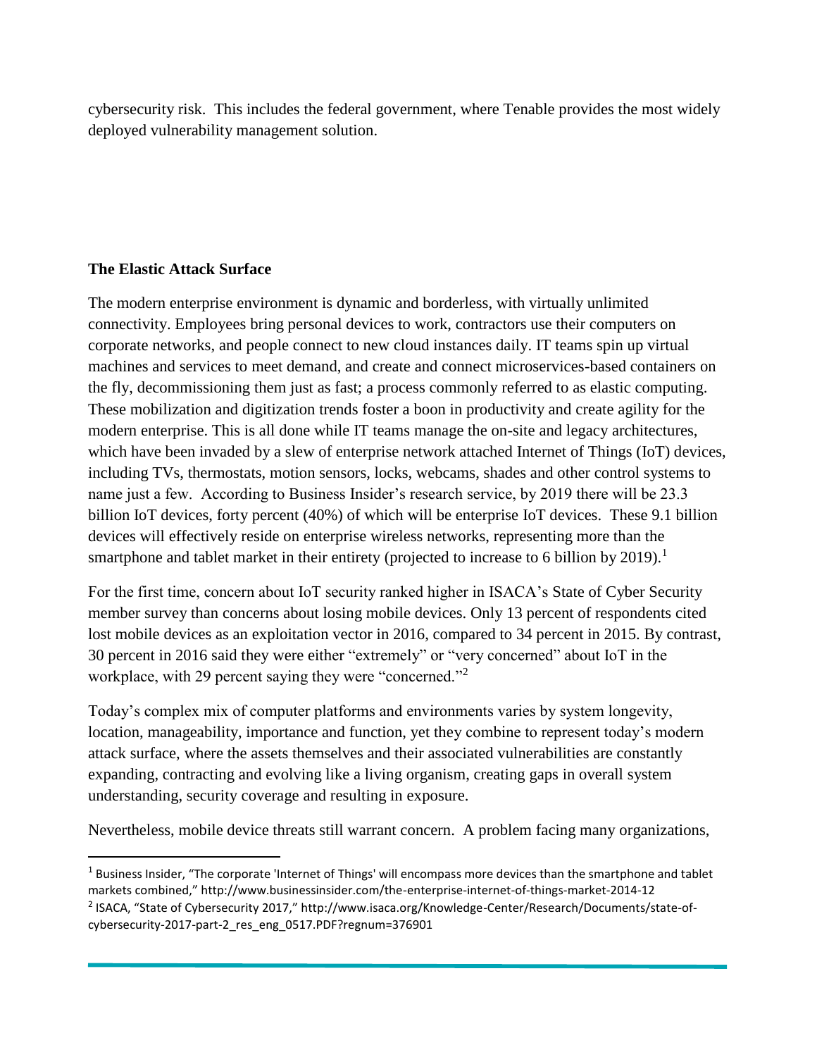cybersecurity risk. This includes the federal government, where Tenable provides the most widely deployed vulnerability management solution.

## The Elastic Attack Surface

The modern enterprise environment is dynamic and borderless, with virtually unlimited connectivity. Employees bring personal devices to work, contractors use their computers on corporate networks, and people connect to new cloud instances daily. IT teams spin up virtual machines and services to meet demand, and create and connect microservices-based containers on the fly, decommissioning them just as fast; a process commonly referred to as elastic computing. These mobilization and digitization trends foster a boon in productivity and create agility for the modern enterprise. This is all done while IT teams manage the on-site and legacy architectures, which have been invaded by a slew of enterprise network attached Internet of Things (IoT) devices, including TVs, thermostats, motion sensors, locks, webcams, shades and other control systems to name just a few. According to Business Insider's research service, by 2019 there will be 23.3 billion IoT devices, forty percent (40%) of which will be enterprise IoT devices. These 9.1 billion devices will effectively reside on enterprise wireless networks, representing more than the smartphone and tablet market in their entirety (projected to increase to 6 billion by 2019).[1]

For the first time, concern about IoT security ranked higher in ISACA's State of Cyber Security member survey than concerns about losing mobile devices. Only 13 percent of respondents cited lost mobile devices as an exploitation vector in 2016, compared to 34 percent in 2015. By contrast, 30 percent in 2016 said they were either "extremely" or "very concerned" about IoT in the workplace, with 29 percent saying they were "concerned."[2]

Today's complex mix of computer platforms and environments varies by system longevity, location, manageability, importance and function, yet they combine to represent today's modern attack surface, where the assets themselves and their associated vulnerabilities are constantly expanding, contracting and evolving like a living organism, creating gaps in overall system understanding, security coverage and resulting in exposure.

Nevertheless, mobile device threats still warrant concern. A problem facing many organizations,

---

[1] Business Insider, "The corporate 'Internet of Things' will encompass more devices than the smartphone and tablet markets combined," http://www.businessinsider.com/the-enterprise-internet-of-things-market-2014-12

[2] ISACA, "State of Cybersecurity 2017," http://www.isaca.org/Knowledge-Center/Research/Documents/state-of-cybersecurity-2017-part-2_res_eng_0517.PDF?regnum=376901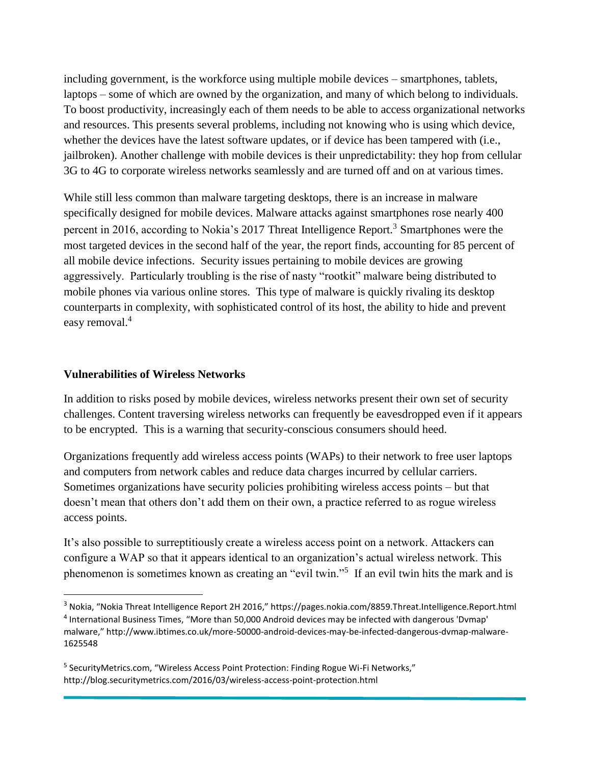including government, is the workforce using multiple mobile devices – smartphones, tablets, laptops – some of which are owned by the organization, and many of which belong to individuals. To boost productivity, increasingly each of them needs to be able to access organizational networks and resources. This presents several problems, including not knowing who is using which device, whether the devices have the latest software updates, or if device has been tampered with (i.e., jailbroken). Another challenge with mobile devices is their unpredictability: they hop from cellular 3G to 4G to corporate wireless networks seamlessly and are turned off and on at various times.

While still less common than malware targeting desktops, there is an increase in malware specifically designed for mobile devices. Malware attacks against smartphones rose nearly 400 percent in 2016, according to Nokia's 2017 Threat Intelligence Report.[3] Smartphones were the most targeted devices in the second half of the year, the report finds, accounting for 85 percent of all mobile device infections. Security issues pertaining to mobile devices are growing aggressively. Particularly troubling is the rise of nasty "rootkit" malware being distributed to mobile phones via various online stores. This type of malware is quickly rivaling its desktop counterparts in complexity, with sophisticated control of its host, the ability to hide and prevent easy removal.[4]

**Vulnerabilities of Wireless Networks**

In addition to risks posed by mobile devices, wireless networks present their own set of security challenges. Content traversing wireless networks can frequently be eavesdropped even if it appears to be encrypted. This is a warning that security-conscious consumers should heed.

Organizations frequently add wireless access points (WAPs) to their network to free user laptops and computers from network cables and reduce data charges incurred by cellular carriers. Sometimes organizations have security policies prohibiting wireless access points – but that doesn't mean that others don't add them on their own, a practice referred to as rogue wireless access points.

It's also possible to surreptitiously create a wireless access point on a network. Attackers can configure a WAP so that it appears identical to an organization's actual wireless network. This phenomenon is sometimes known as creating an "evil twin."[5] If an evil twin hits the mark and is

---

[3] Nokia, "Nokia Threat Intelligence Report 2H 2016," https://pages.nokia.com/8859.Threat.Intelligence.Report.html

[4] International Business Times, "More than 50,000 Android devices may be infected with dangerous 'Dvmap' malware," http://www.ibtimes.co.uk/more-50000-android-devices-may-be-infected-dangerous-dvmap-malware-1625548

[5] SecurityMetrics.com, "Wireless Access Point Protection: Finding Rogue Wi-Fi Networks," http://blog.securitymetrics.com/2016/03/wireless-access-point-protection.html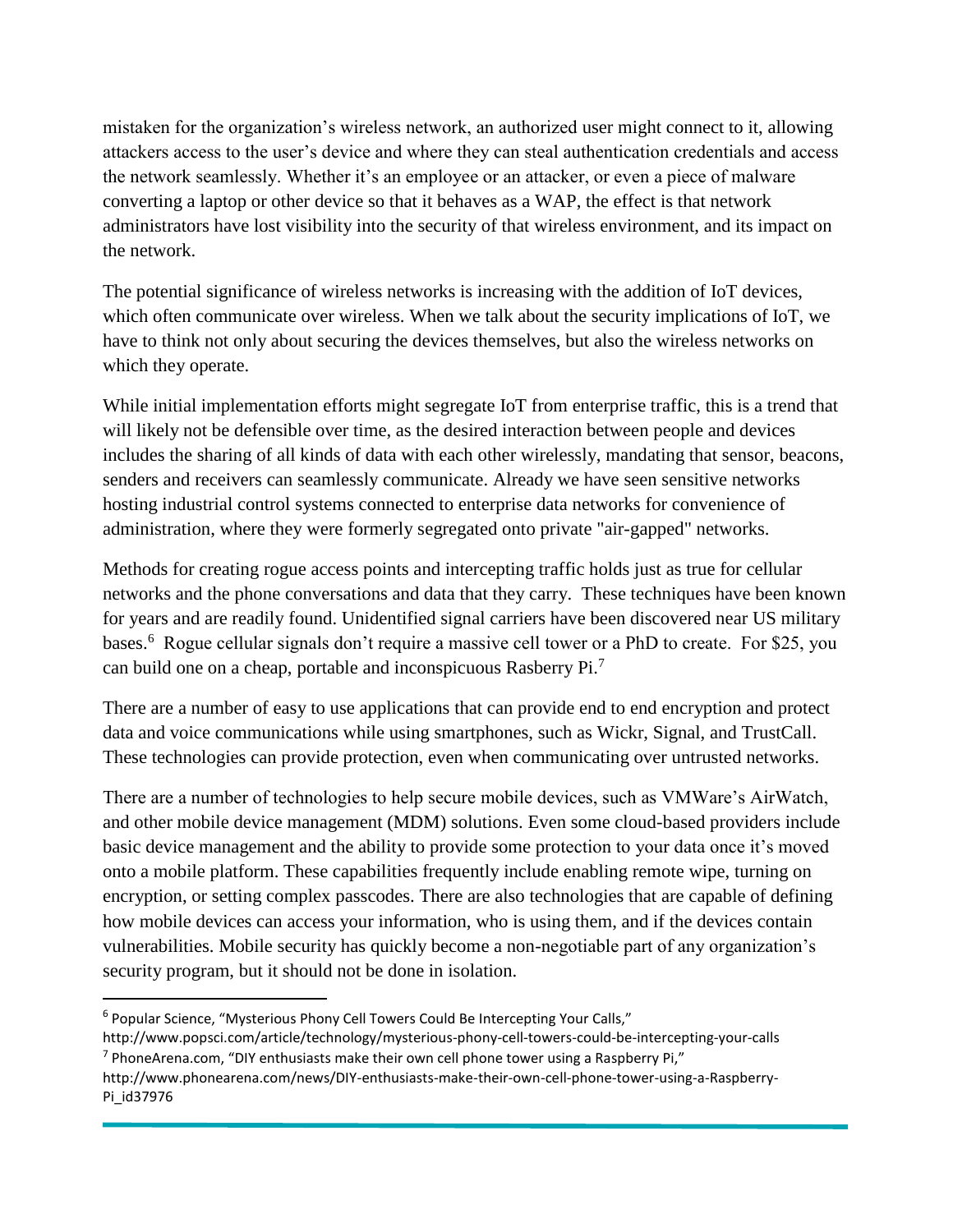mistaken for the organization's wireless network, an authorized user might connect to it, allowing attackers access to the user's device and where they can steal authentication credentials and access the network seamlessly. Whether it's an employee or an attacker, or even a piece of malware converting a laptop or other device so that it behaves as a WAP, the effect is that network administrators have lost visibility into the security of that wireless environment, and its impact on the network.

The potential significance of wireless networks is increasing with the addition of IoT devices, which often communicate over wireless. When we talk about the security implications of IoT, we have to think not only about securing the devices themselves, but also the wireless networks on which they operate.

While initial implementation efforts might segregate IoT from enterprise traffic, this is a trend that will likely not be defensible over time, as the desired interaction between people and devices includes the sharing of all kinds of data with each other wirelessly, mandating that sensor, beacons, senders and receivers can seamlessly communicate. Already we have seen sensitive networks hosting industrial control systems connected to enterprise data networks for convenience of administration, where they were formerly segregated onto private "air-gapped" networks.

Methods for creating rogue access points and intercepting traffic holds just as true for cellular networks and the phone conversations and data that they carry. These techniques have been known for years and are readily found. Unidentified signal carriers have been discovered near US military bases.[6] Rogue cellular signals don't require a massive cell tower or a PhD to create. For $25, you can build one on a cheap, portable and inconspicuous Rasberry Pi.[7]

There are a number of easy to use applications that can provide end to end encryption and protect data and voice communications while using smartphones, such as Wickr, Signal, and TrustCall. These technologies can provide protection, even when communicating over untrusted networks.

There are a number of technologies to help secure mobile devices, such as VMWare's AirWatch, and other mobile device management (MDM) solutions. Even some cloud-based providers include basic device management and the ability to provide some protection to your data once it's moved onto a mobile platform. These capabilities frequently include enabling remote wipe, turning on encryption, or setting complex passcodes. There are also technologies that are capable of defining how mobile devices can access your information, who is using them, and if the devices contain vulnerabilities. Mobile security has quickly become a non-negotiable part of any organization's security program, but it should not be done in isolation.

---

[6] Popular Science, "Mysterious Phony Cell Towers Could Be Intercepting Your Calls," http://www.popsci.com/article/technology/mysterious-phony-cell-towers-could-be-intercepting-your-calls

[7] PhoneArena.com, "DIY enthusiasts make their own cell phone tower using a Raspberry Pi," http://www.phonearena.com/news/DIY-enthusiasts-make-their-own-cell-phone-tower-using-a-Raspberry-Pi_id37976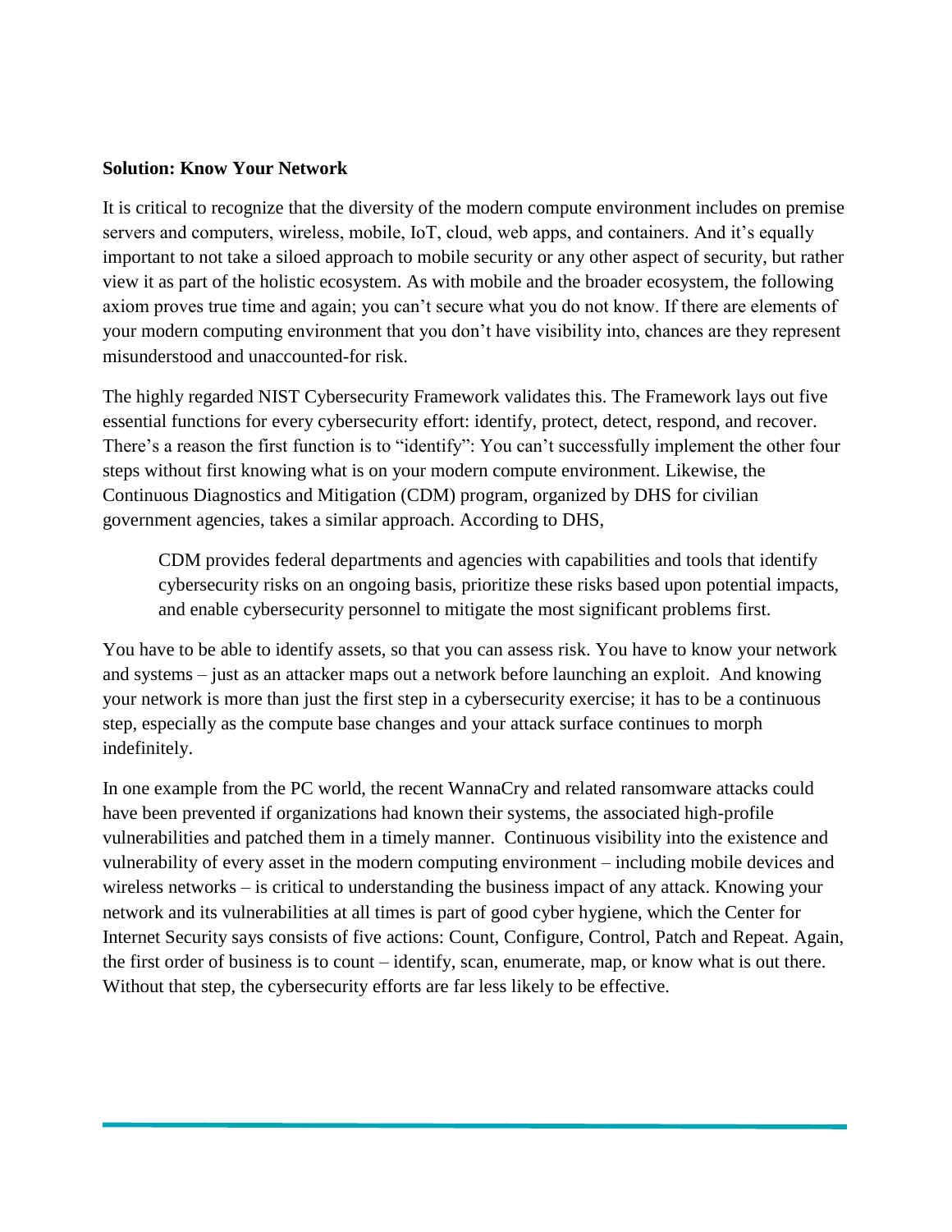**Solution: Know Your Network**

It is critical to recognize that the diversity of the modern compute environment includes on premise servers and computers, wireless, mobile, IoT, cloud, web apps, and containers. And it's equally important to not take a siloed approach to mobile security or any other aspect of security, but rather view it as part of the holistic ecosystem. As with mobile and the broader ecosystem, the following axiom proves true time and again; you can't secure what you do not know. If there are elements of your modern computing environment that you don't have visibility into, chances are they represent misunderstood and unaccounted-for risk.

The highly regarded NIST Cybersecurity Framework validates this. The Framework lays out five essential functions for every cybersecurity effort: identify, protect, detect, respond, and recover. There's a reason the first function is to "identify": You can't successfully implement the other four steps without first knowing what is on your modern compute environment. Likewise, the Continuous Diagnostics and Mitigation (CDM) program, organized by DHS for civilian government agencies, takes a similar approach. According to DHS,

> CDM provides federal departments and agencies with capabilities and tools that identify cybersecurity risks on an ongoing basis, prioritize these risks based upon potential impacts, and enable cybersecurity personnel to mitigate the most significant problems first.

You have to be able to identify assets, so that you can assess risk. You have to know your network and systems – just as an attacker maps out a network before launching an exploit. And knowing your network is more than just the first step in a cybersecurity exercise; it has to be a continuous step, especially as the compute base changes and your attack surface continues to morph indefinitely.

In one example from the PC world, the recent WannaCry and related ransomware attacks could have been prevented if organizations had known their systems, the associated high-profile vulnerabilities and patched them in a timely manner. Continuous visibility into the existence and vulnerability of every asset in the modern computing environment – including mobile devices and wireless networks – is critical to understanding the business impact of any attack. Knowing your network and its vulnerabilities at all times is part of good cyber hygiene, which the Center for Internet Security says consists of five actions: Count, Configure, Control, Patch and Repeat. Again, the first order of business is to count – identify, scan, enumerate, map, or know what is out there. Without that step, the cybersecurity efforts are far less likely to be effective.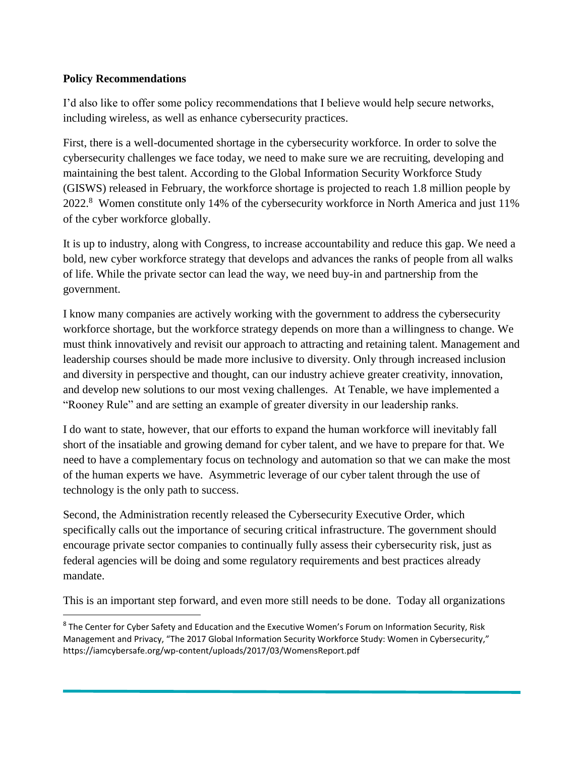**Policy Recommendations**

I'd also like to offer some policy recommendations that I believe would help secure networks, including wireless, as well as enhance cybersecurity practices.

First, there is a well-documented shortage in the cybersecurity workforce. In order to solve the cybersecurity challenges we face today, we need to make sure we are recruiting, developing and maintaining the best talent. According to the Global Information Security Workforce Study (GISWS) released in February, the workforce shortage is projected to reach 1.8 million people by 2022.[8] Women constitute only 14% of the cybersecurity workforce in North America and just 11% of the cyber workforce globally.

It is up to industry, along with Congress, to increase accountability and reduce this gap. We need a bold, new cyber workforce strategy that develops and advances the ranks of people from all walks of life. While the private sector can lead the way, we need buy-in and partnership from the government.

I know many companies are actively working with the government to address the cybersecurity workforce shortage, but the workforce strategy depends on more than a willingness to change. We must think innovatively and revisit our approach to attracting and retaining talent. Management and leadership courses should be made more inclusive to diversity. Only through increased inclusion and diversity in perspective and thought, can our industry achieve greater creativity, innovation, and develop new solutions to our most vexing challenges. At Tenable, we have implemented a "Rooney Rule" and are setting an example of greater diversity in our leadership ranks.

I do want to state, however, that our efforts to expand the human workforce will inevitably fall short of the insatiable and growing demand for cyber talent, and we have to prepare for that. We need to have a complementary focus on technology and automation so that we can make the most of the human experts we have. Asymmetric leverage of our cyber talent through the use of technology is the only path to success.

Second, the Administration recently released the Cybersecurity Executive Order, which specifically calls out the importance of securing critical infrastructure. The government should encourage private sector companies to continually fully assess their cybersecurity risk, just as federal agencies will be doing and some regulatory requirements and best practices already mandate.

This is an important step forward, and even more still needs to be done. Today all organizations

---

[8] The Center for Cyber Safety and Education and the Executive Women's Forum on Information Security, Risk Management and Privacy, "The 2017 Global Information Security Workforce Study: Women in Cybersecurity," https://iamcybersafe.org/wp-content/uploads/2017/03/WomensReport.pdf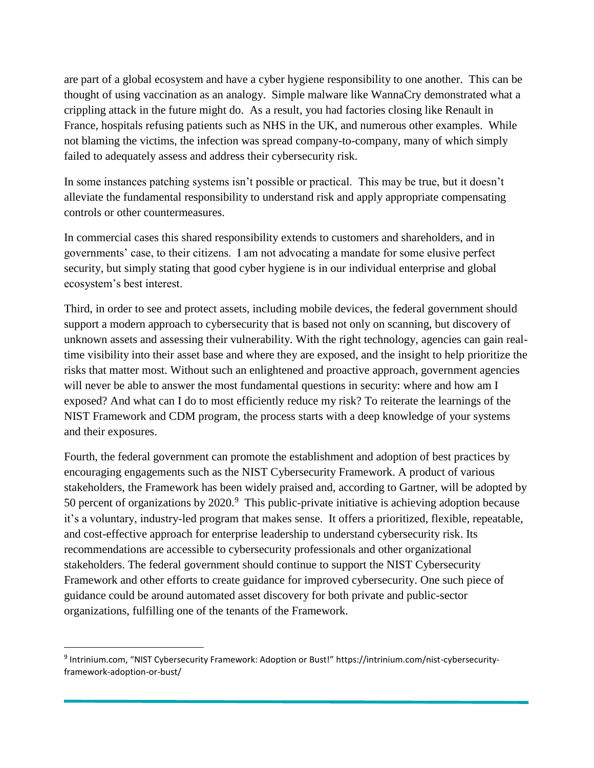are part of a global ecosystem and have a cyber hygiene responsibility to one another. This can be thought of using vaccination as an analogy. Simple malware like WannaCry demonstrated what a crippling attack in the future might do. As a result, you had factories closing like Renault in France, hospitals refusing patients such as NHS in the UK, and numerous other examples. While not blaming the victims, the infection was spread company-to-company, many of which simply failed to adequately assess and address their cybersecurity risk.

In some instances patching systems isn't possible or practical. This may be true, but it doesn't alleviate the fundamental responsibility to understand risk and apply appropriate compensating controls or other countermeasures.

In commercial cases this shared responsibility extends to customers and shareholders, and in governments' case, to their citizens. I am not advocating a mandate for some elusive perfect security, but simply stating that good cyber hygiene is in our individual enterprise and global ecosystem's best interest.

Third, in order to see and protect assets, including mobile devices, the federal government should support a modern approach to cybersecurity that is based not only on scanning, but discovery of unknown assets and assessing their vulnerability. With the right technology, agencies can gain real-time visibility into their asset base and where they are exposed, and the insight to help prioritize the risks that matter most. Without such an enlightened and proactive approach, government agencies will never be able to answer the most fundamental questions in security: where and how am I exposed? And what can I do to most efficiently reduce my risk? To reiterate the learnings of the NIST Framework and CDM program, the process starts with a deep knowledge of your systems and their exposures.

Fourth, the federal government can promote the establishment and adoption of best practices by encouraging engagements such as the NIST Cybersecurity Framework. A product of various stakeholders, the Framework has been widely praised and, according to Gartner, will be adopted by 50 percent of organizations by 2020.[9] This public-private initiative is achieving adoption because it's a voluntary, industry-led program that makes sense. It offers a prioritized, flexible, repeatable, and cost-effective approach for enterprise leadership to understand cybersecurity risk. Its recommendations are accessible to cybersecurity professionals and other organizational stakeholders. The federal government should continue to support the NIST Cybersecurity Framework and other efforts to create guidance for improved cybersecurity. One such piece of guidance could be around automated asset discovery for both private and public-sector organizations, fulfilling one of the tenants of the Framework.

---

[9] Intrinium.com, "NIST Cybersecurity Framework: Adoption or Bust!" https://intrinium.com/nist-cybersecurity-framework-adoption-or-bust/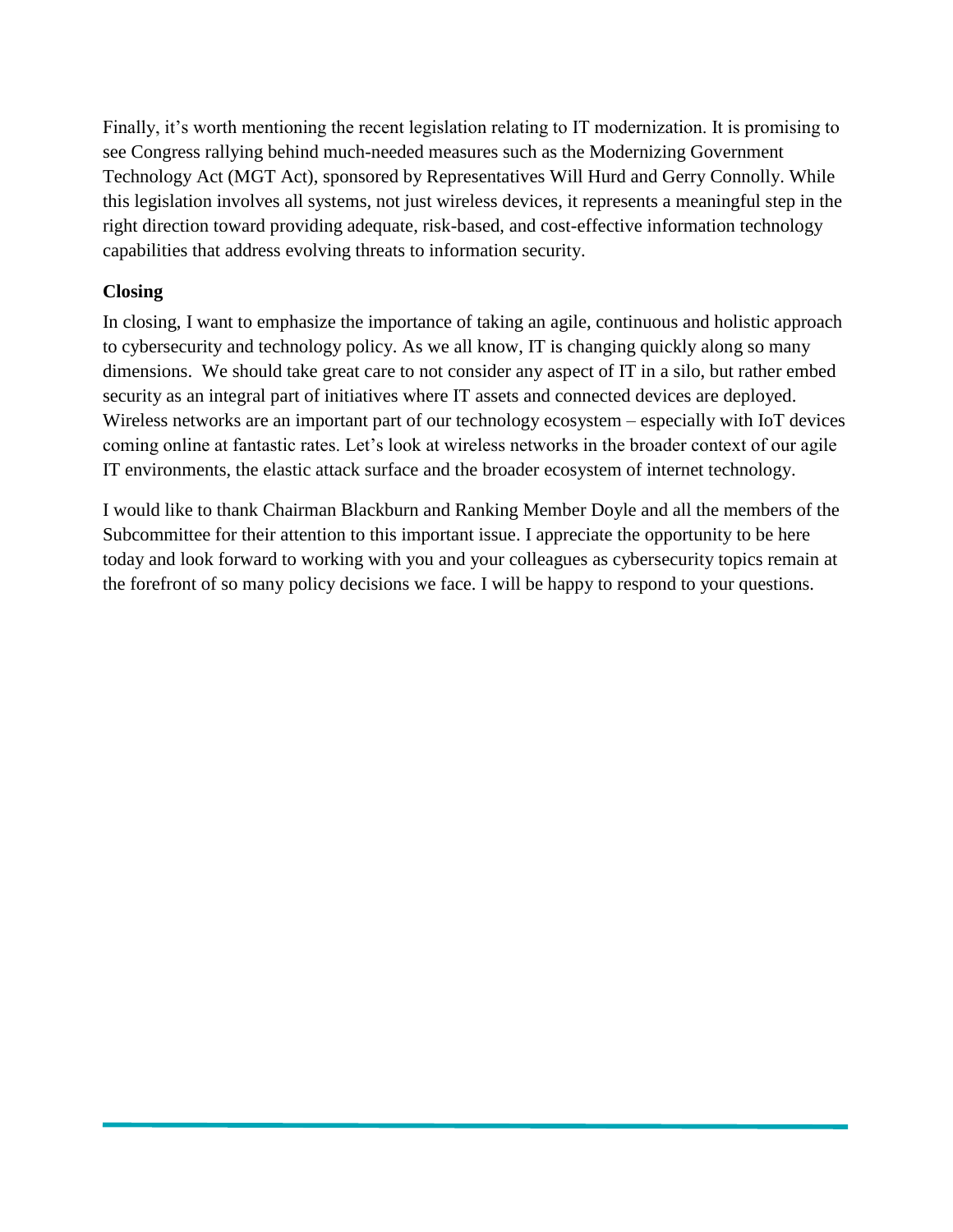Finally, it's worth mentioning the recent legislation relating to IT modernization. It is promising to see Congress rallying behind much-needed measures such as the Modernizing Government Technology Act (MGT Act), sponsored by Representatives Will Hurd and Gerry Connolly. While this legislation involves all systems, not just wireless devices, it represents a meaningful step in the right direction toward providing adequate, risk-based, and cost-effective information technology capabilities that address evolving threats to information security.

**Closing**

In closing, I want to emphasize the importance of taking an agile, continuous and holistic approach to cybersecurity and technology policy. As we all know, IT is changing quickly along so many dimensions. We should take great care to not consider any aspect of IT in a silo, but rather embed security as an integral part of initiatives where IT assets and connected devices are deployed. Wireless networks are an important part of our technology ecosystem – especially with IoT devices coming online at fantastic rates. Let's look at wireless networks in the broader context of our agile IT environments, the elastic attack surface and the broader ecosystem of internet technology.

I would like to thank Chairman Blackburn and Ranking Member Doyle and all the members of the Subcommittee for their attention to this important issue. I appreciate the opportunity to be here today and look forward to working with you and your colleagues as cybersecurity topics remain at the forefront of so many policy decisions we face. I will be happy to respond to your questions.